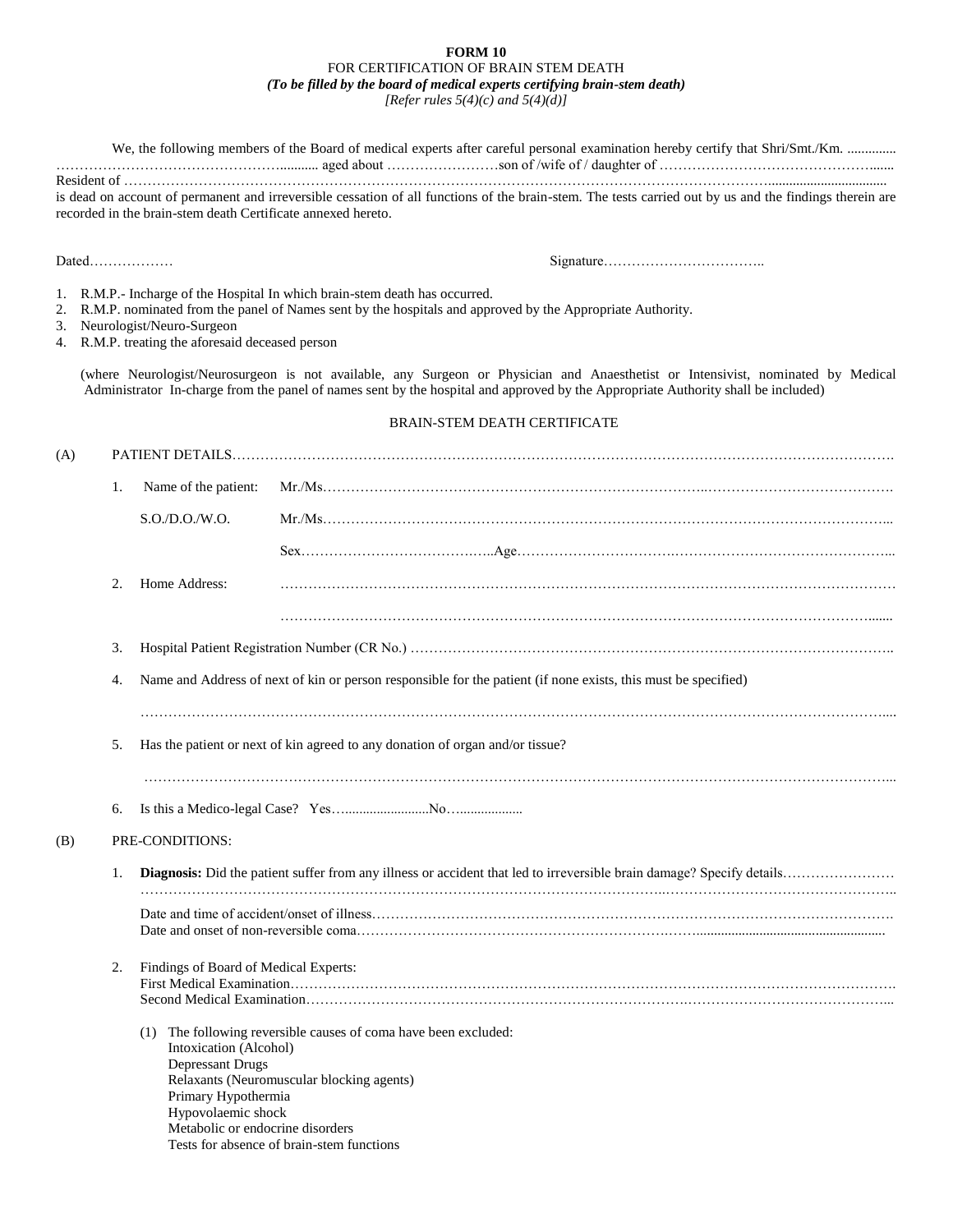**FORM 10**

FOR CERTIFICATION OF BRAIN STEM DEATH

***(To be filled by the board of medical experts certifying brain-stem death)***

*[Refer rules 5(4)(c) and 5(4)(d)]*

We, the following members of the Board of medical experts after careful personal examination hereby certify that Shri/Smt./Km. .............. ………………………………………........... aged about ……………………son of /wife of / daughter of ………………………………………....... Resident of ……………………………………………………………………………………………………………………................................. is dead on account of permanent and irreversible cessation of all functions of the brain-stem. The tests carried out by us and the findings therein are recorded in the brain-stem death Certificate annexed hereto.

Dated……………… Signature……………………………..

1. R.M.P.- Incharge of the Hospital In which brain-stem death has occurred.
2. R.M.P. nominated from the panel of Names sent by the hospitals and approved by the Appropriate Authority.
3. Neurologist/Neuro-Surgeon
4. R.M.P. treating the aforesaid deceased person

(where Neurologist/Neurosurgeon is not available, any Surgeon or Physician and Anaesthetist or Intensivist, nominated by Medical Administrator In-charge from the panel of names sent by the hospital and approved by the Appropriate Authority shall be included)

BRAIN-STEM DEATH CERTIFICATE

(A) PATIENT DETAILS…………………………………………………………………………………………………………………….

1. Name of the patient: Mr./Ms……………………………………………………………………………………………………….

   S.O./D.O./W.O. Mr./Ms…………………………………………………………………………………………………………...

   Sex…………………………………..Age………………………………………………………………………...

2. Home Address: ………………………………………………………………………………………………………………

   ……………………………………………………………………………………………………………….......

3. Hospital Patient Registration Number (CR No.) …………………………………………………………………………………………..

4. Name and Address of next of kin or person responsible for the patient (if none exists, this must be specified)

   …………………………………………………………………………………………………………………………………….....

5. Has the patient or next of kin agreed to any donation of organ and/or tissue?

   …………………………………………………………………………………………………………………………………...

6. Is this a Medico-legal Case? Yes…........................No…..................

(B) PRE-CONDITIONS:

1. **Diagnosis:** Did the patient suffer from any illness or accident that led to irreversible brain damage? Specify details…………………… ……………………………………………………………………………………………………………………………………..

   Date and time of accident/onset of illness…………………………………………………………………………………………….

   Date and onset of non-reversible coma…………………………………………………………….......................................................

2. Findings of Board of Medical Experts:

   First Medical Examination……………………………………………………………………………………………………………….

   Second Medical Examination……………………………………………………………………………………………………………...

   (1) The following reversible causes of coma have been excluded:

   Intoxication (Alcohol)

   Depressant Drugs

   Relaxants (Neuromuscular blocking agents)

   Primary Hypothermia

   Hypovolaemic shock

   Metabolic or endocrine disorders

   Tests for absence of brain-stem functions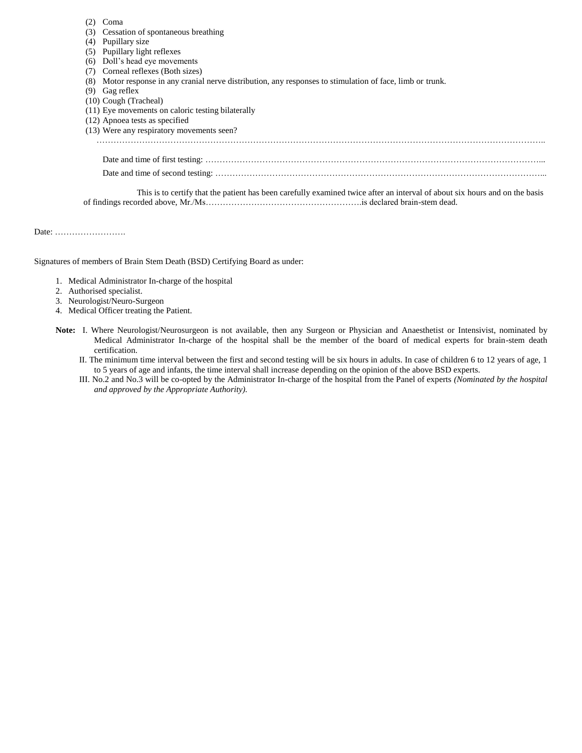(2) Coma
(3) Cessation of spontaneous breathing
(4) Pupillary size
(5) Pupillary light reflexes
(6) Doll's head eye movements
(7) Corneal reflexes (Both sizes)
(8) Motor response in any cranial nerve distribution, any responses to stimulation of face, limb or trunk.
(9) Gag reflex
(10) Cough (Tracheal)
(11) Eye movements on caloric testing bilaterally
(12) Apnoea tests as specified
(13) Were any respiratory movements seen?

………………………………………………………………………………………………………………………………………..

Date and time of first testing: ………………………………………………………………………………………………………...

Date and time of second testing: ……………………………………………………………………………………………………...

This is to certify that the patient has been carefully examined twice after an interval of about six hours and on the basis of findings recorded above, Mr./Ms……………………………………………….is declared brain-stem dead.

Date: …………………….

Signatures of members of Brain Stem Death (BSD) Certifying Board as under:

1. Medical Administrator In-charge of the hospital
2. Authorised specialist.
3. Neurologist/Neuro-Surgeon
4. Medical Officer treating the Patient.

**Note:** I. Where Neurologist/Neurosurgeon is not available, then any Surgeon or Physician and Anaesthetist or Intensivist, nominated by Medical Administrator In-charge of the hospital shall be the member of the board of medical experts for brain-stem death certification.

II. The minimum time interval between the first and second testing will be six hours in adults. In case of children 6 to 12 years of age, 1 to 5 years of age and infants, the time interval shall increase depending on the opinion of the above BSD experts.

III. No.2 and No.3 will be co-opted by the Administrator In-charge of the hospital from the Panel of experts *(Nominated by the hospital and approved by the Appropriate Authority).*